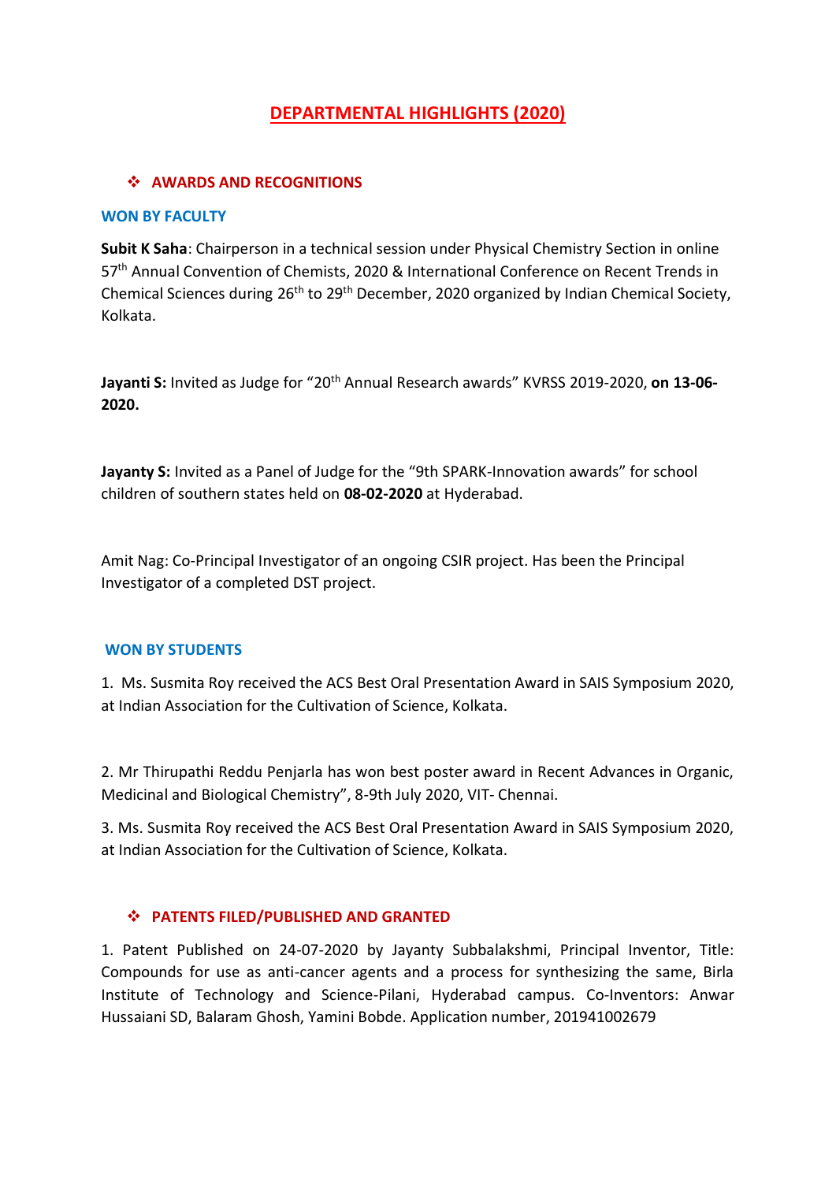# DEPARTMENTAL HIGHLIGHTS (2020)

## AWARDS AND RECOGNITIONS

### WON BY FACULTY

**Subit K Saha**: Chairperson in a technical session under Physical Chemistry Section in online 57th Annual Convention of Chemists, 2020 & International Conference on Recent Trends in Chemical Sciences during 26th to 29th December, 2020 organized by Indian Chemical Society, Kolkata.

**Jayanti S:** Invited as Judge for "20th Annual Research awards" KVRSS 2019-2020, **on 13-06-2020.**

**Jayanty S:** Invited as a Panel of Judge for the "9th SPARK-Innovation awards" for school children of southern states held on **08-02-2020** at Hyderabad.

Amit Nag: Co-Principal Investigator of an ongoing CSIR project. Has been the Principal Investigator of a completed DST project.

### WON BY STUDENTS

1. Ms. Susmita Roy received the ACS Best Oral Presentation Award in SAIS Symposium 2020, at Indian Association for the Cultivation of Science, Kolkata.

2. Mr Thirupathi Reddu Penjarla has won best poster award in Recent Advances in Organic, Medicinal and Biological Chemistry", 8-9th July 2020, VIT- Chennai.

3. Ms. Susmita Roy received the ACS Best Oral Presentation Award in SAIS Symposium 2020, at Indian Association for the Cultivation of Science, Kolkata.

## PATENTS FILED/PUBLISHED AND GRANTED

1. Patent Published on 24-07-2020 by Jayanty Subbalakshmi, Principal Inventor, Title: Compounds for use as anti-cancer agents and a process for synthesizing the same, Birla Institute of Technology and Science-Pilani, Hyderabad campus. Co-Inventors: Anwar Hussaiani SD, Balaram Ghosh, Yamini Bobde. Application number, 201941002679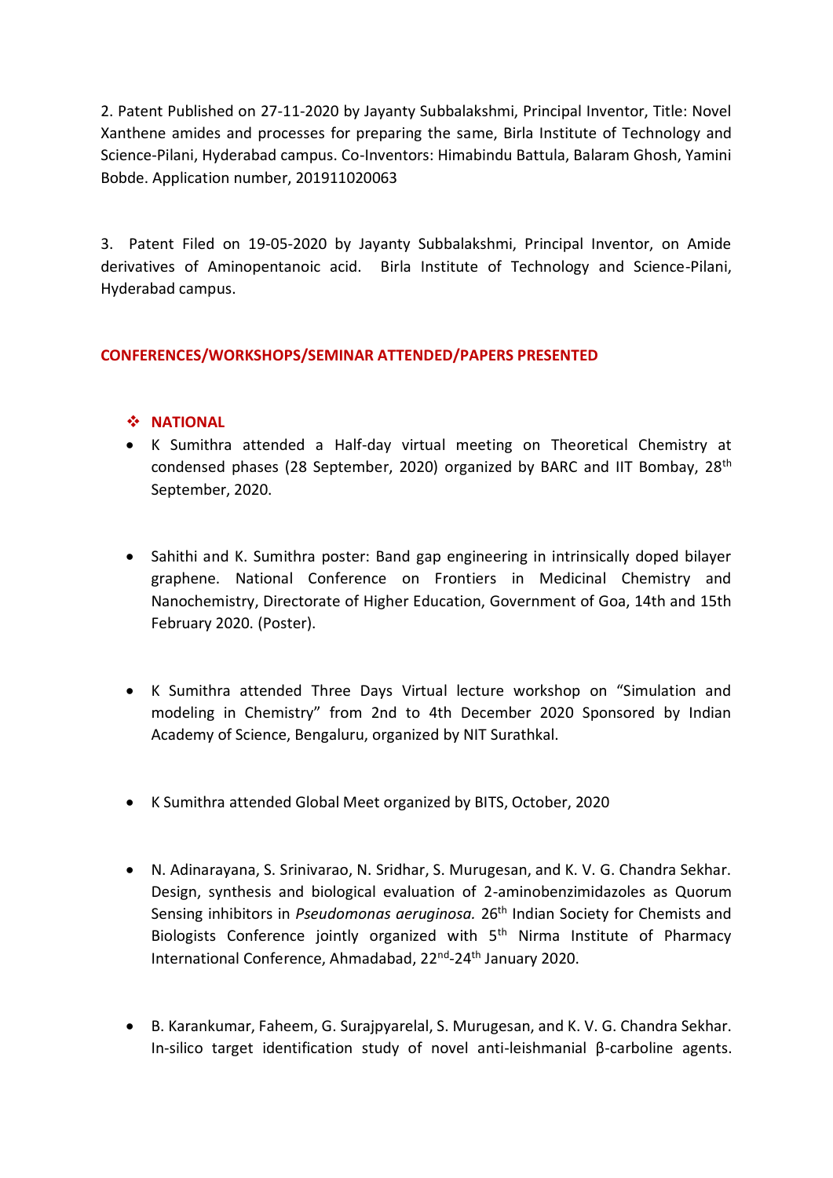2. Patent Published on 27-11-2020 by Jayanty Subbalakshmi, Principal Inventor, Title: Novel Xanthene amides and processes for preparing the same, Birla Institute of Technology and Science-Pilani, Hyderabad campus. Co-Inventors: Himabindu Battula, Balaram Ghosh, Yamini Bobde. Application number, 201911020063

3. Patent Filed on 19-05-2020 by Jayanty Subbalakshmi, Principal Inventor, on Amide derivatives of Aminopentanoic acid. Birla Institute of Technology and Science-Pilani, Hyderabad campus.

## CONFERENCES/WORKSHOPS/SEMINAR ATTENDED/PAPERS PRESENTED

### ❖ NATIONAL

- K Sumithra attended a Half-day virtual meeting on Theoretical Chemistry at condensed phases (28 September, 2020) organized by BARC and IIT Bombay, 28th September, 2020.

- Sahithi and K. Sumithra poster: Band gap engineering in intrinsically doped bilayer graphene. National Conference on Frontiers in Medicinal Chemistry and Nanochemistry, Directorate of Higher Education, Government of Goa, 14th and 15th February 2020. (Poster).

- K Sumithra attended Three Days Virtual lecture workshop on "Simulation and modeling in Chemistry" from 2nd to 4th December 2020 Sponsored by Indian Academy of Science, Bengaluru, organized by NIT Surathkal.

- K Sumithra attended Global Meet organized by BITS, October, 2020

- N. Adinarayana, S. Srinivarao, N. Sridhar, S. Murugesan, and K. V. G. Chandra Sekhar. Design, synthesis and biological evaluation of 2-aminobenzimidazoles as Quorum Sensing inhibitors in *Pseudomonas aeruginosa.* 26th Indian Society for Chemists and Biologists Conference jointly organized with 5th Nirma Institute of Pharmacy International Conference, Ahmadabad, 22nd-24th January 2020.

- B. Karankumar, Faheem, G. Surajpyarelal, S. Murugesan, and K. V. G. Chandra Sekhar. In-silico target identification study of novel anti-leishmanial β-carboline agents.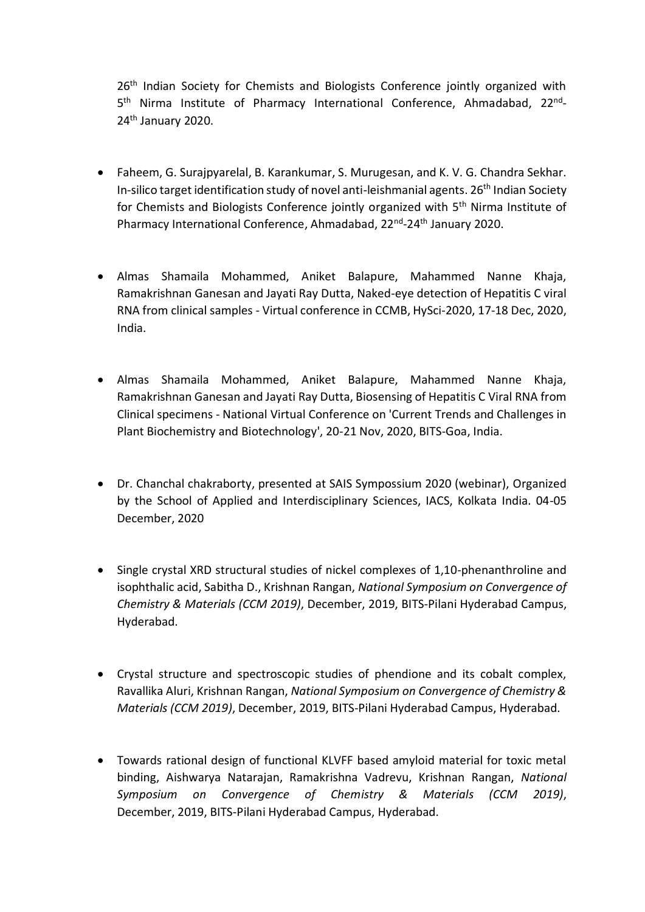26th Indian Society for Chemists and Biologists Conference jointly organized with 5th Nirma Institute of Pharmacy International Conference, Ahmadabad, 22nd-24th January 2020.

- Faheem, G. Surajpyarelal, B. Karankumar, S. Murugesan, and K. V. G. Chandra Sekhar. In-silico target identification study of novel anti-leishmanial agents. 26th Indian Society for Chemists and Biologists Conference jointly organized with 5th Nirma Institute of Pharmacy International Conference, Ahmadabad, 22nd-24th January 2020.

- Almas Shamaila Mohammed, Aniket Balapure, Mahammed Nanne Khaja, Ramakrishnan Ganesan and Jayati Ray Dutta, Naked-eye detection of Hepatitis C viral RNA from clinical samples - Virtual conference in CCMB, HySci-2020, 17-18 Dec, 2020, India.

- Almas Shamaila Mohammed, Aniket Balapure, Mahammed Nanne Khaja, Ramakrishnan Ganesan and Jayati Ray Dutta, Biosensing of Hepatitis C Viral RNA from Clinical specimens - National Virtual Conference on 'Current Trends and Challenges in Plant Biochemistry and Biotechnology', 20-21 Nov, 2020, BITS-Goa, India.

- Dr. Chanchal chakraborty, presented at SAIS Sympossium 2020 (webinar), Organized by the School of Applied and Interdisciplinary Sciences, IACS, Kolkata India. 04-05 December, 2020

- Single crystal XRD structural studies of nickel complexes of 1,10-phenanthroline and isophthalic acid, Sabitha D., Krishnan Rangan, *National Symposium on Convergence of Chemistry & Materials (CCM 2019)*, December, 2019, BITS-Pilani Hyderabad Campus, Hyderabad.

- Crystal structure and spectroscopic studies of phendione and its cobalt complex, Ravallika Aluri, Krishnan Rangan, *National Symposium on Convergence of Chemistry & Materials (CCM 2019)*, December, 2019, BITS-Pilani Hyderabad Campus, Hyderabad.

- Towards rational design of functional KLVFF based amyloid material for toxic metal binding, Aishwarya Natarajan, Ramakrishna Vadrevu, Krishnan Rangan, *National Symposium on Convergence of Chemistry & Materials (CCM 2019)*, December, 2019, BITS-Pilani Hyderabad Campus, Hyderabad.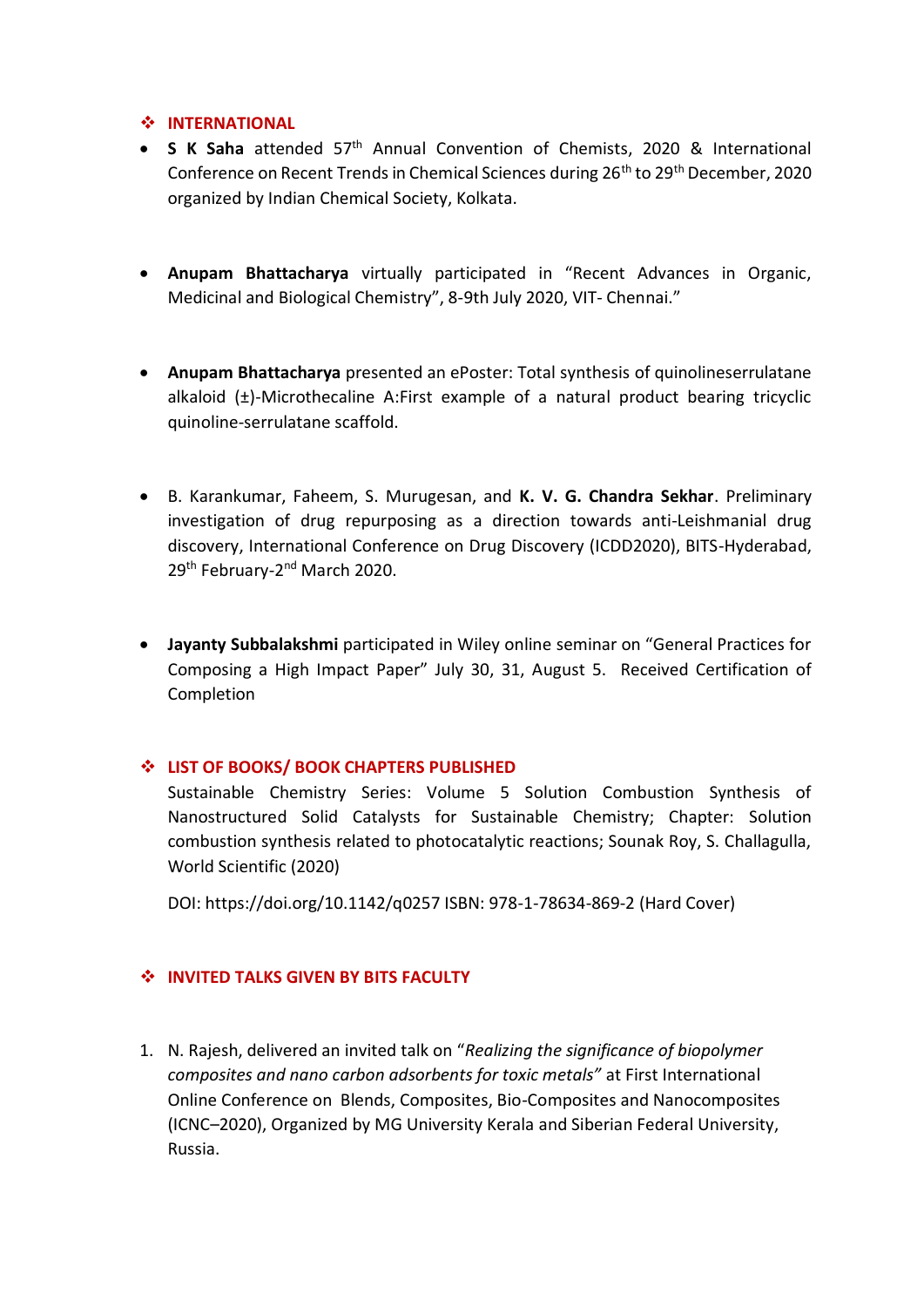## ❖ INTERNATIONAL

- **S K Saha** attended 57th Annual Convention of Chemists, 2020 & International Conference on Recent Trends in Chemical Sciences during 26th to 29th December, 2020 organized by Indian Chemical Society, Kolkata.

- **Anupam Bhattacharya** virtually participated in "Recent Advances in Organic, Medicinal and Biological Chemistry", 8-9th July 2020, VIT- Chennai."

- **Anupam Bhattacharya** presented an ePoster: Total synthesis of quinolineserrulatane alkaloid (±)-Microthecaline A:First example of a natural product bearing tricyclic quinoline-serrulatane scaffold.

- B. Karankumar, Faheem, S. Murugesan, and **K. V. G. Chandra Sekhar**. Preliminary investigation of drug repurposing as a direction towards anti-Leishmanial drug discovery, International Conference on Drug Discovery (ICDD2020), BITS-Hyderabad, 29th February-2nd March 2020.

- **Jayanty Subbalakshmi** participated in Wiley online seminar on "General Practices for Composing a High Impact Paper" July 30, 31, August 5. Received Certification of Completion

## ❖ LIST OF BOOKS/ BOOK CHAPTERS PUBLISHED

Sustainable Chemistry Series: Volume 5 Solution Combustion Synthesis of Nanostructured Solid Catalysts for Sustainable Chemistry; Chapter: Solution combustion synthesis related to photocatalytic reactions; Sounak Roy, S. Challagulla, World Scientific (2020)

DOI: https://doi.org/10.1142/q0257 ISBN: 978-1-78634-869-2 (Hard Cover)

## ❖ INVITED TALKS GIVEN BY BITS FACULTY

1. N. Rajesh, delivered an invited talk on "*Realizing the significance of biopolymer composites and nano carbon adsorbents for toxic metals"* at First International Online Conference on Blends, Composites, Bio-Composites and Nanocomposites (ICNC–2020), Organized by MG University Kerala and Siberian Federal University, Russia.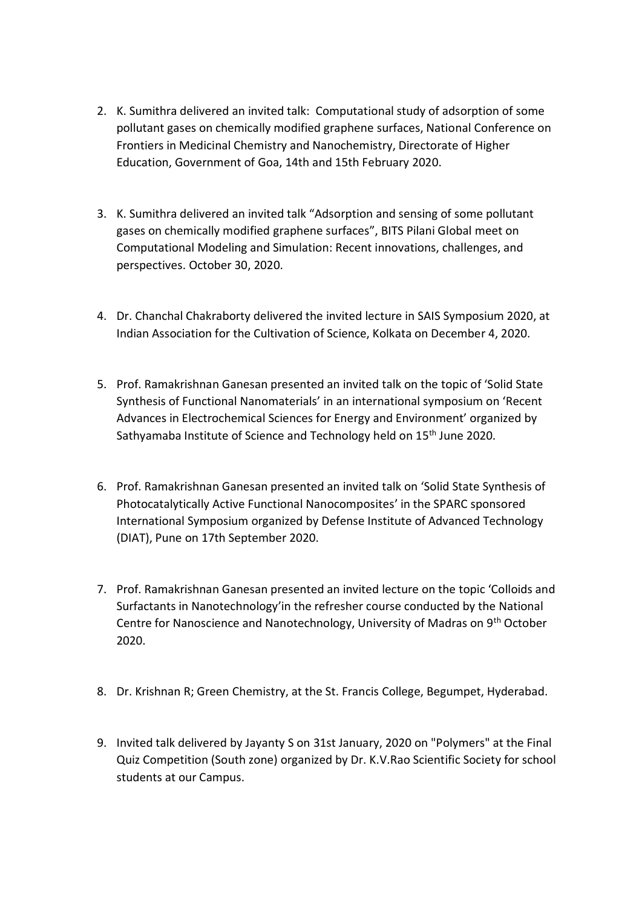2. K. Sumithra delivered an invited talk: Computational study of adsorption of some pollutant gases on chemically modified graphene surfaces, National Conference on Frontiers in Medicinal Chemistry and Nanochemistry, Directorate of Higher Education, Government of Goa, 14th and 15th February 2020.

3. K. Sumithra delivered an invited talk "Adsorption and sensing of some pollutant gases on chemically modified graphene surfaces", BITS Pilani Global meet on Computational Modeling and Simulation: Recent innovations, challenges, and perspectives. October 30, 2020.

4. Dr. Chanchal Chakraborty delivered the invited lecture in SAIS Symposium 2020, at Indian Association for the Cultivation of Science, Kolkata on December 4, 2020.

5. Prof. Ramakrishnan Ganesan presented an invited talk on the topic of 'Solid State Synthesis of Functional Nanomaterials' in an international symposium on 'Recent Advances in Electrochemical Sciences for Energy and Environment' organized by Sathyamaba Institute of Science and Technology held on 15th June 2020.

6. Prof. Ramakrishnan Ganesan presented an invited talk on 'Solid State Synthesis of Photocatalytically Active Functional Nanocomposites' in the SPARC sponsored International Symposium organized by Defense Institute of Advanced Technology (DIAT), Pune on 17th September 2020.

7. Prof. Ramakrishnan Ganesan presented an invited lecture on the topic 'Colloids and Surfactants in Nanotechnology'in the refresher course conducted by the National Centre for Nanoscience and Nanotechnology, University of Madras on 9th October 2020.

8. Dr. Krishnan R; Green Chemistry, at the St. Francis College, Begumpet, Hyderabad.

9. Invited talk delivered by Jayanty S on 31st January, 2020 on "Polymers" at the Final Quiz Competition (South zone) organized by Dr. K.V.Rao Scientific Society for school students at our Campus.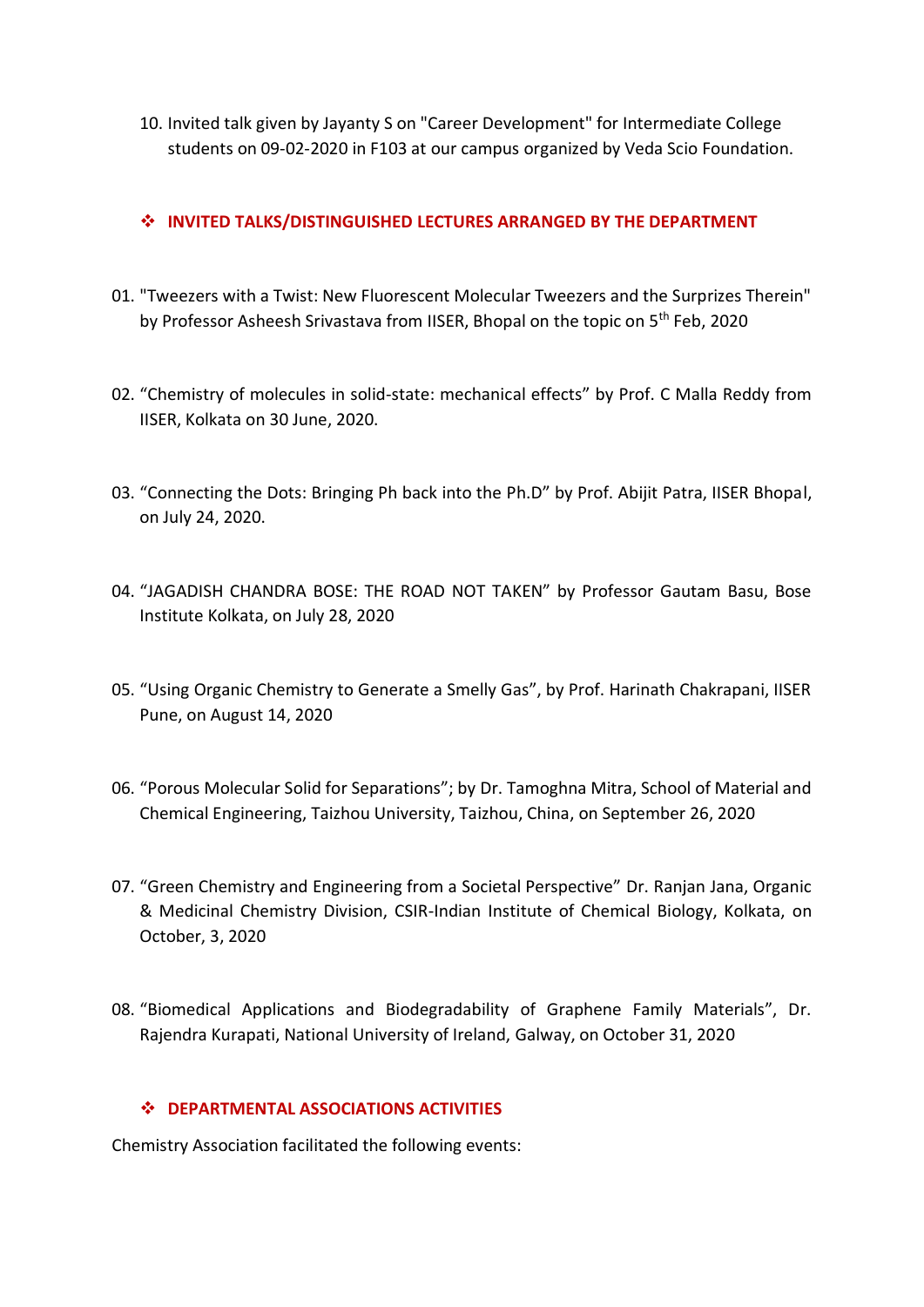10. Invited talk given by Jayanty S on "Career Development" for Intermediate College students on 09-02-2020 in F103 at our campus organized by Veda Scio Foundation.

## ❖ INVITED TALKS/DISTINGUISHED LECTURES ARRANGED BY THE DEPARTMENT

01. "Tweezers with a Twist: New Fluorescent Molecular Tweezers and the Surprizes Therein" by Professor Asheesh Srivastava from IISER, Bhopal on the topic on 5th Feb, 2020

02. "Chemistry of molecules in solid-state: mechanical effects" by Prof. C Malla Reddy from IISER, Kolkata on 30 June, 2020.

03. "Connecting the Dots: Bringing Ph back into the Ph.D" by Prof. Abijit Patra, IISER Bhopal, on July 24, 2020.

04. "JAGADISH CHANDRA BOSE: THE ROAD NOT TAKEN" by Professor Gautam Basu, Bose Institute Kolkata, on July 28, 2020

05. "Using Organic Chemistry to Generate a Smelly Gas", by Prof. Harinath Chakrapani, IISER Pune, on August 14, 2020

06. "Porous Molecular Solid for Separations"; by Dr. Tamoghna Mitra, School of Material and Chemical Engineering, Taizhou University, Taizhou, China, on September 26, 2020

07. "Green Chemistry and Engineering from a Societal Perspective" Dr. Ranjan Jana, Organic & Medicinal Chemistry Division, CSIR-Indian Institute of Chemical Biology, Kolkata, on October, 3, 2020

08. "Biomedical Applications and Biodegradability of Graphene Family Materials", Dr. Rajendra Kurapati, National University of Ireland, Galway, on October 31, 2020

## ❖ DEPARTMENTAL ASSOCIATIONS ACTIVITIES

Chemistry Association facilitated the following events: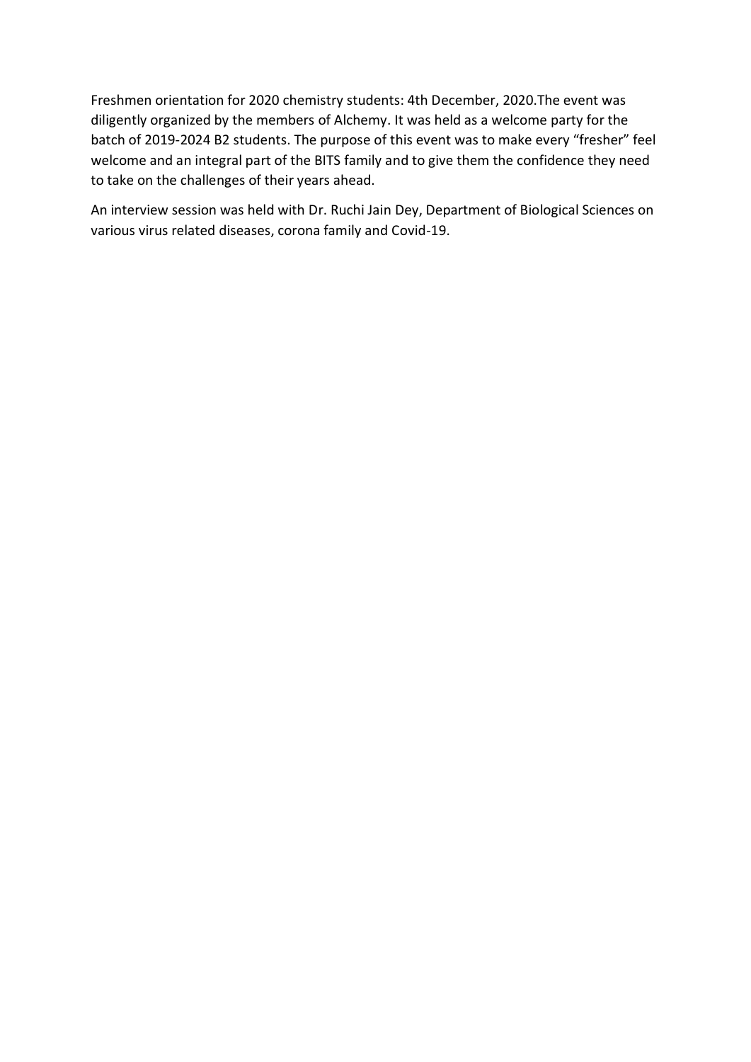Freshmen orientation for 2020 chemistry students: 4th December, 2020.The event was diligently organized by the members of Alchemy. It was held as a welcome party for the batch of 2019-2024 B2 students. The purpose of this event was to make every "fresher" feel welcome and an integral part of the BITS family and to give them the confidence they need to take on the challenges of their years ahead.

An interview session was held with Dr. Ruchi Jain Dey, Department of Biological Sciences on various virus related diseases, corona family and Covid-19.